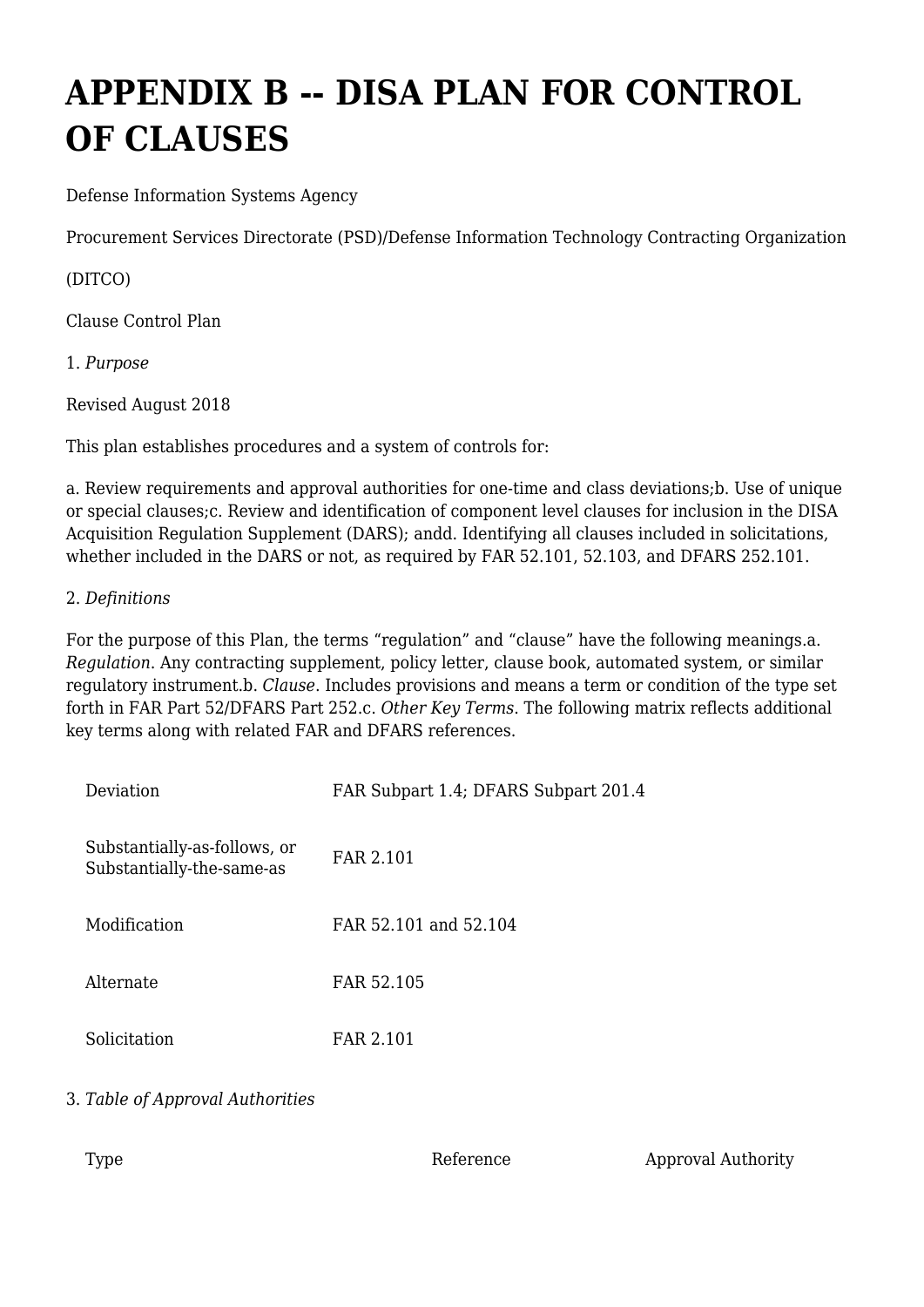# APPENDIX B -- DISA PLAN FOR CONTROL OF CLAUSES

Defense Information Systems Agency

Procurement Services Directorate (PSD)/Defense Information Technology Contracting Organization

(DITCO)

Clause Control Plan

1. *Purpose*

Revised August 2018

This plan establishes procedures and a system of controls for:

a. Review requirements and approval authorities for one-time and class deviations;b. Use of unique or special clauses;c. Review and identification of component level clauses for inclusion in the DISA Acquisition Regulation Supplement (DARS); andd. Identifying all clauses included in solicitations, whether included in the DARS or not, as required by FAR 52.101, 52.103, and DFARS 252.101.

2. *Definitions*

For the purpose of this Plan, the terms "regulation" and "clause" have the following meanings.a. *Regulation*. Any contracting supplement, policy letter, clause book, automated system, or similar regulatory instrument.b. *Clause*. Includes provisions and means a term or condition of the type set forth in FAR Part 52/DFARS Part 252.c. *Other Key Terms*. The following matrix reflects additional key terms along with related FAR and DFARS references.

| | |
|---|---|
| Deviation | FAR Subpart 1.4; DFARS Subpart 201.4 |
| Substantially-as-follows, or Substantially-the-same-as | FAR 2.101 |
| Modification | FAR 52.101 and 52.104 |
| Alternate | FAR 52.105 |
| Solicitation | FAR 2.101 |

3. *Table of Approval Authorities*

| Type | Reference | Approval Authority |
|---|---|---|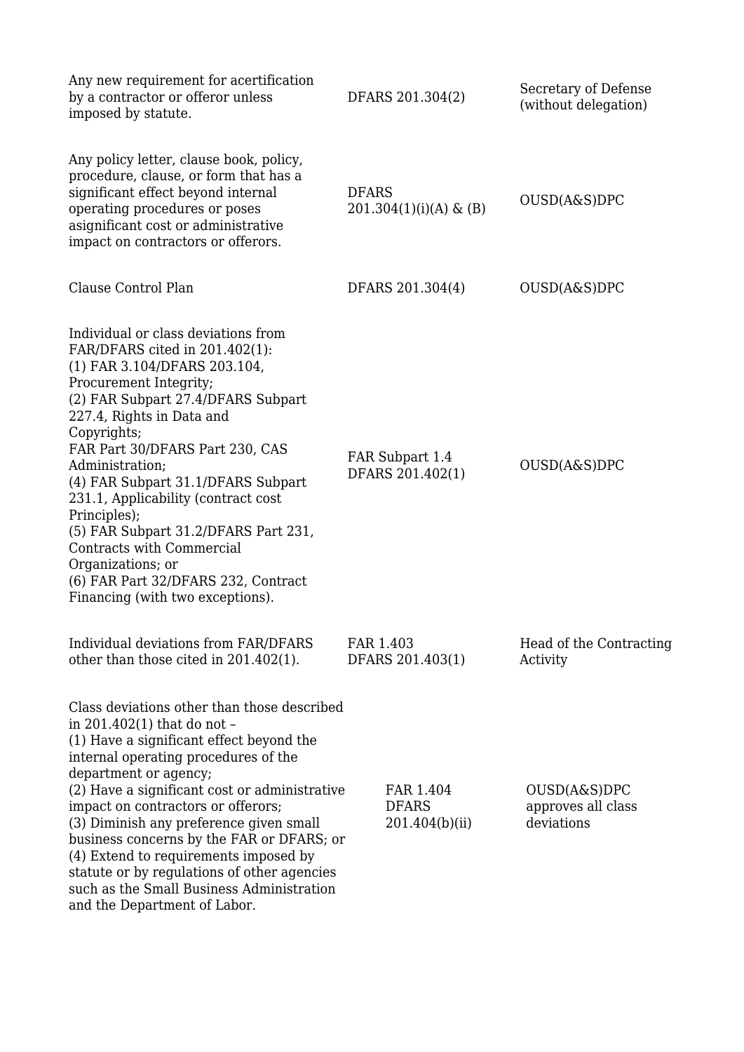| | | |
|---|---|---|
| Any new requirement for acertification by a contractor or offeror unless imposed by statute. | DFARS 201.304(2) | Secretary of Defense (without delegation) |
| Any policy letter, clause book, policy, procedure, clause, or form that has a significant effect beyond internal operating procedures or poses asignificant cost or administrative impact on contractors or offerors. | DFARS 201.304(1)(i)(A) & (B) | OUSD(A&S)DPC |
| Clause Control Plan | DFARS 201.304(4) | OUSD(A&S)DPC |
| Individual or class deviations from FAR/DFARS cited in 201.402(1):<br>(1) FAR 3.104/DFARS 203.104, Procurement Integrity;<br>(2) FAR Subpart 27.4/DFARS Subpart 227.4, Rights in Data and Copyrights;<br>FAR Part 30/DFARS Part 230, CAS Administration;<br>(4) FAR Subpart 31.1/DFARS Subpart 231.1, Applicability (contract cost Principles);<br>(5) FAR Subpart 31.2/DFARS Part 231, Contracts with Commercial Organizations; or<br>(6) FAR Part 32/DFARS 232, Contract Financing (with two exceptions). | FAR Subpart 1.4<br>DFARS 201.402(1) | OUSD(A&S)DPC |
| Individual deviations from FAR/DFARS other than those cited in 201.402(1). | FAR 1.403<br>DFARS 201.403(1) | Head of the Contracting Activity |
| Class deviations other than those described in 201.402(1) that do not –<br>(1) Have a significant effect beyond the internal operating procedures of the department or agency;<br>(2) Have a significant cost or administrative impact on contractors or offerors;<br>(3) Diminish any preference given small business concerns by the FAR or DFARS; or<br>(4) Extend to requirements imposed by statute or by regulations of other agencies such as the Small Business Administration and the Department of Labor. | FAR 1.404<br>DFARS 201.404(b)(ii) | OUSD(A&S)DPC approves all class deviations |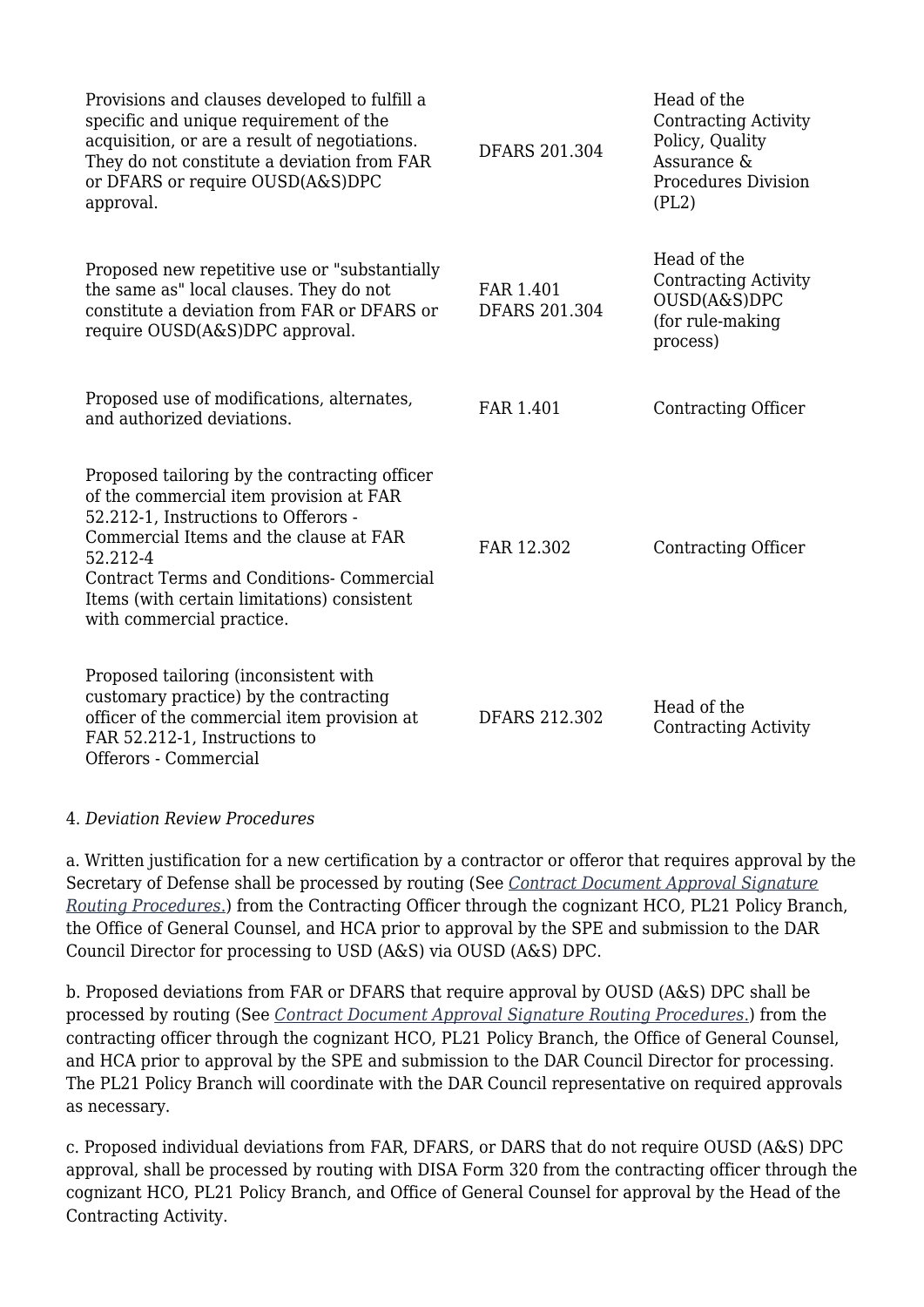| | | |
|---|---|---|
| Provisions and clauses developed to fulfill a specific and unique requirement of the acquisition, or are a result of negotiations. They do not constitute a deviation from FAR or DFARS or require OUSD(A&S)DPC approval. | DFARS 201.304 | Head of the Contracting Activity Policy, Quality Assurance & Procedures Division (PL2) |
| Proposed new repetitive use or "substantially the same as" local clauses. They do not constitute a deviation from FAR or DFARS or require OUSD(A&S)DPC approval. | FAR 1.401 DFARS 201.304 | Head of the Contracting Activity OUSD(A&S)DPC (for rule-making process) |
| Proposed use of modifications, alternates, and authorized deviations. | FAR 1.401 | Contracting Officer |
| Proposed tailoring by the contracting officer of the commercial item provision at FAR 52.212-1, Instructions to Offerors - Commercial Items and the clause at FAR 52.212-4 Contract Terms and Conditions- Commercial Items (with certain limitations) consistent with commercial practice. | FAR 12.302 | Contracting Officer |
| Proposed tailoring (inconsistent with customary practice) by the contracting officer of the commercial item provision at FAR 52.212-1, Instructions to Offerors - Commercial | DFARS 212.302 | Head of the Contracting Activity |

4. *Deviation Review Procedures*

a. Written justification for a new certification by a contractor or offeror that requires approval by the Secretary of Defense shall be processed by routing (See *Contract Document Approval Signature Routing Procedures.*) from the Contracting Officer through the cognizant HCO, PL21 Policy Branch, the Office of General Counsel, and HCA prior to approval by the SPE and submission to the DAR Council Director for processing to USD (A&S) via OUSD (A&S) DPC.

b. Proposed deviations from FAR or DFARS that require approval by OUSD (A&S) DPC shall be processed by routing (See *Contract Document Approval Signature Routing Procedures.*) from the contracting officer through the cognizant HCO, PL21 Policy Branch, the Office of General Counsel, and HCA prior to approval by the SPE and submission to the DAR Council Director for processing. The PL21 Policy Branch will coordinate with the DAR Council representative on required approvals as necessary.

c. Proposed individual deviations from FAR, DFARS, or DARS that do not require OUSD (A&S) DPC approval, shall be processed by routing with DISA Form 320 from the contracting officer through the cognizant HCO, PL21 Policy Branch, and Office of General Counsel for approval by the Head of the Contracting Activity.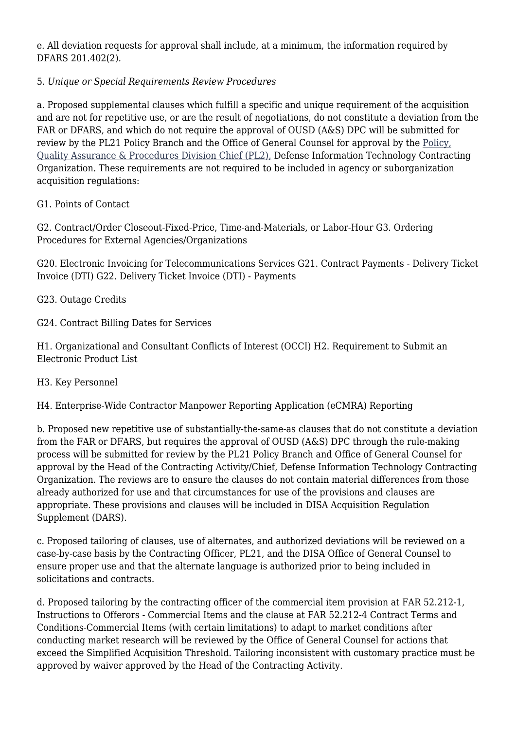e. All deviation requests for approval shall include, at a minimum, the information required by DFARS 201.402(2).

5. *Unique or Special Requirements Review Procedures*

a. Proposed supplemental clauses which fulfill a specific and unique requirement of the acquisition and are not for repetitive use, or are the result of negotiations, do not constitute a deviation from the FAR or DFARS, and which do not require the approval of OUSD (A&S) DPC will be submitted for review by the PL21 Policy Branch and the Office of General Counsel for approval by the Policy, Quality Assurance & Procedures Division Chief (PL2), Defense Information Technology Contracting Organization. These requirements are not required to be included in agency or suborganization acquisition regulations:

G1. Points of Contact

G2. Contract/Order Closeout-Fixed-Price, Time-and-Materials, or Labor-Hour G3. Ordering Procedures for External Agencies/Organizations

G20. Electronic Invoicing for Telecommunications Services G21. Contract Payments - Delivery Ticket Invoice (DTI) G22. Delivery Ticket Invoice (DTI) - Payments

G23. Outage Credits

G24. Contract Billing Dates for Services

H1. Organizational and Consultant Conflicts of Interest (OCCI) H2. Requirement to Submit an Electronic Product List

H3. Key Personnel

H4. Enterprise-Wide Contractor Manpower Reporting Application (eCMRA) Reporting

b. Proposed new repetitive use of substantially-the-same-as clauses that do not constitute a deviation from the FAR or DFARS, but requires the approval of OUSD (A&S) DPC through the rule-making process will be submitted for review by the PL21 Policy Branch and Office of General Counsel for approval by the Head of the Contracting Activity/Chief, Defense Information Technology Contracting Organization. The reviews are to ensure the clauses do not contain material differences from those already authorized for use and that circumstances for use of the provisions and clauses are appropriate. These provisions and clauses will be included in DISA Acquisition Regulation Supplement (DARS).

c. Proposed tailoring of clauses, use of alternates, and authorized deviations will be reviewed on a case-by-case basis by the Contracting Officer, PL21, and the DISA Office of General Counsel to ensure proper use and that the alternate language is authorized prior to being included in solicitations and contracts.

d. Proposed tailoring by the contracting officer of the commercial item provision at FAR 52.212-1, Instructions to Offerors - Commercial Items and the clause at FAR 52.212-4 Contract Terms and Conditions-Commercial Items (with certain limitations) to adapt to market conditions after conducting market research will be reviewed by the Office of General Counsel for actions that exceed the Simplified Acquisition Threshold. Tailoring inconsistent with customary practice must be approved by waiver approved by the Head of the Contracting Activity.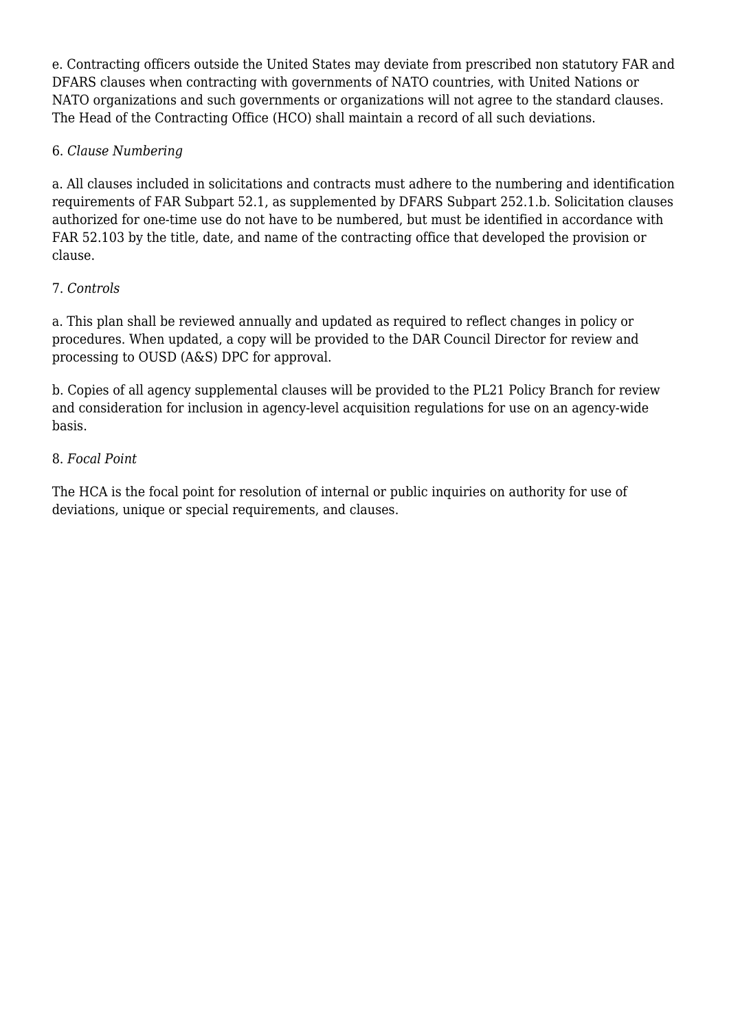e. Contracting officers outside the United States may deviate from prescribed non statutory FAR and DFARS clauses when contracting with governments of NATO countries, with United Nations or NATO organizations and such governments or organizations will not agree to the standard clauses. The Head of the Contracting Office (HCO) shall maintain a record of all such deviations.

6. *Clause Numbering*

a. All clauses included in solicitations and contracts must adhere to the numbering and identification requirements of FAR Subpart 52.1, as supplemented by DFARS Subpart 252.1.b. Solicitation clauses authorized for one-time use do not have to be numbered, but must be identified in accordance with FAR 52.103 by the title, date, and name of the contracting office that developed the provision or clause.

7. *Controls*

a. This plan shall be reviewed annually and updated as required to reflect changes in policy or procedures. When updated, a copy will be provided to the DAR Council Director for review and processing to OUSD (A&S) DPC for approval.

b. Copies of all agency supplemental clauses will be provided to the PL21 Policy Branch for review and consideration for inclusion in agency-level acquisition regulations for use on an agency-wide basis.

8. *Focal Point*

The HCA is the focal point for resolution of internal or public inquiries on authority for use of deviations, unique or special requirements, and clauses.